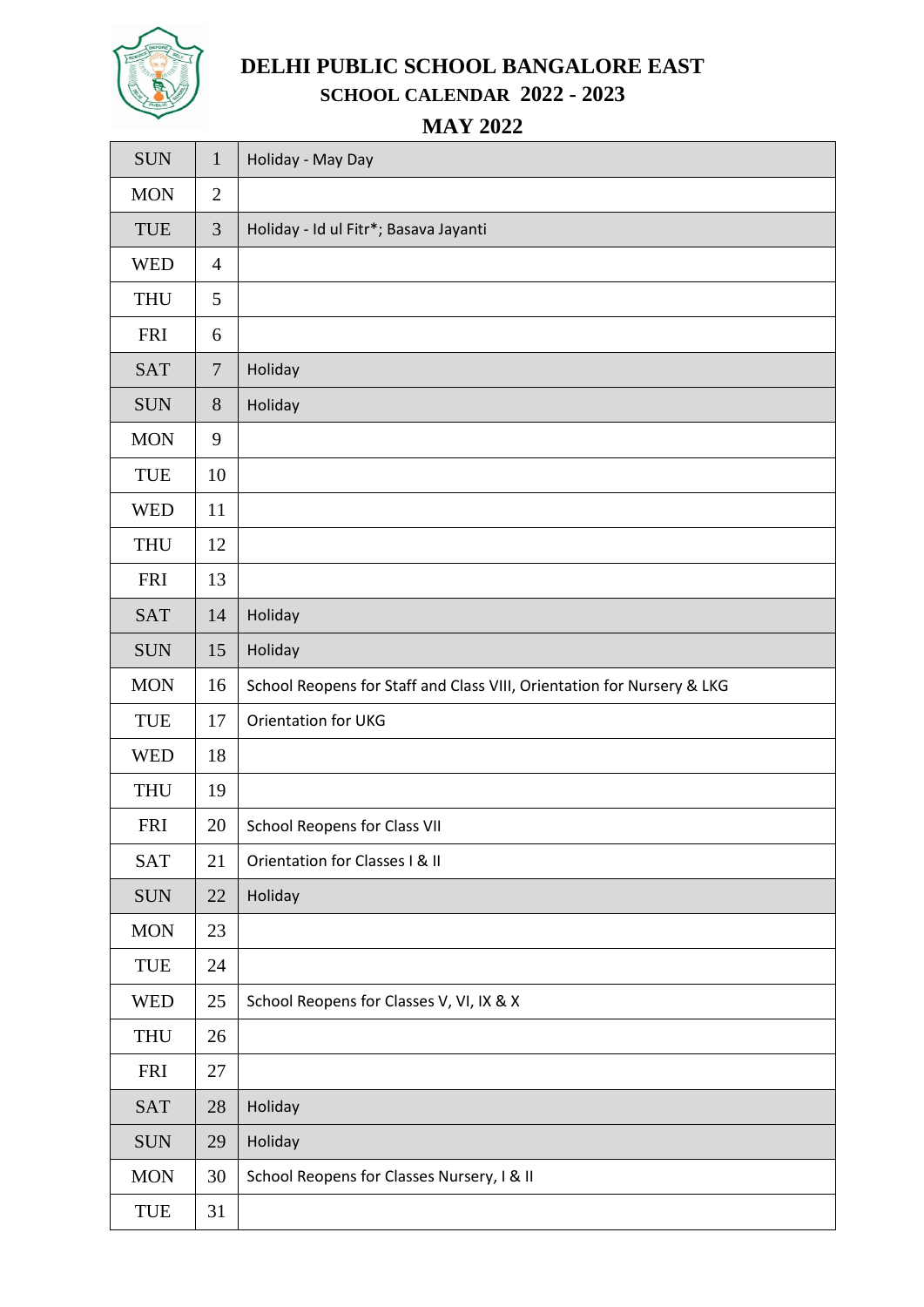# DELHI PUBLIC SCHOOL BANGALORE EAST

## SCHOOL CALENDAR 2022 - 2023

### MAY 2022

| | | |
|---|---|---|
| SUN | 1 | Holiday - May Day |
| MON | 2 | |
| TUE | 3 | Holiday - Id ul Fitr*; Basava Jayanti |
| WED | 4 | |
| THU | 5 | |
| FRI | 6 | |
| SAT | 7 | Holiday |
| SUN | 8 | Holiday |
| MON | 9 | |
| TUE | 10 | |
| WED | 11 | |
| THU | 12 | |
| FRI | 13 | |
| SAT | 14 | Holiday |
| SUN | 15 | Holiday |
| MON | 16 | School Reopens for Staff and Class VIII, Orientation for Nursery & LKG |
| TUE | 17 | Orientation for UKG |
| WED | 18 | |
| THU | 19 | |
| FRI | 20 | School Reopens for Class VII |
| SAT | 21 | Orientation for Classes I & II |
| SUN | 22 | Holiday |
| MON | 23 | |
| TUE | 24 | |
| WED | 25 | School Reopens for Classes V, VI, IX & X |
| THU | 26 | |
| FRI | 27 | |
| SAT | 28 | Holiday |
| SUN | 29 | Holiday |
| MON | 30 | School Reopens for Classes Nursery, I & II |
| TUE | 31 | |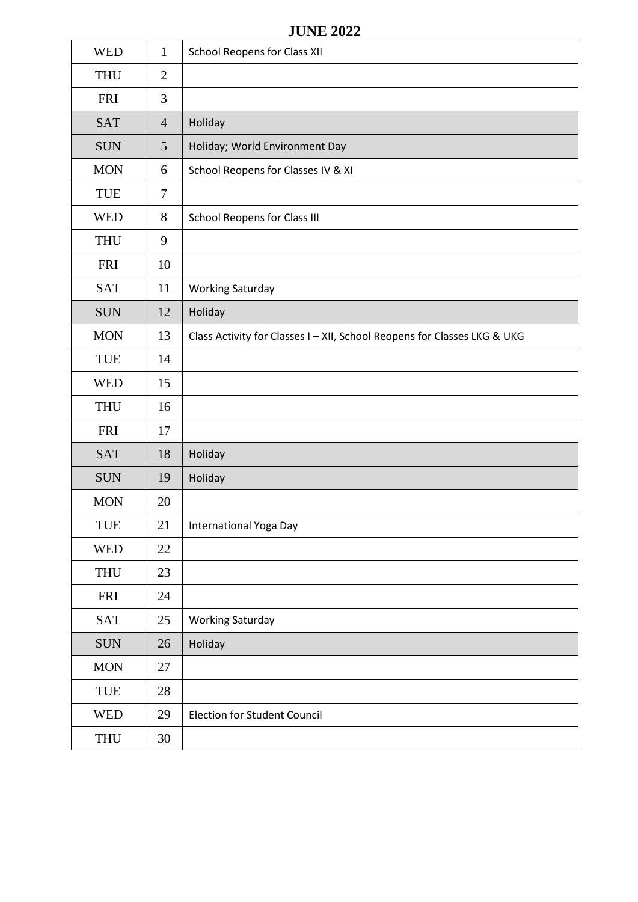# JUNE 2022

| | | |
|---|---|---|
| WED | 1 | School Reopens for Class XII |
| THU | 2 | |
| FRI | 3 | |
| SAT | 4 | Holiday |
| SUN | 5 | Holiday; World Environment Day |
| MON | 6 | School Reopens for Classes IV & XI |
| TUE | 7 | |
| WED | 8 | School Reopens for Class III |
| THU | 9 | |
| FRI | 10 | |
| SAT | 11 | Working Saturday |
| SUN | 12 | Holiday |
| MON | 13 | Class Activity for Classes I – XII, School Reopens for Classes LKG & UKG |
| TUE | 14 | |
| WED | 15 | |
| THU | 16 | |
| FRI | 17 | |
| SAT | 18 | Holiday |
| SUN | 19 | Holiday |
| MON | 20 | |
| TUE | 21 | International Yoga Day |
| WED | 22 | |
| THU | 23 | |
| FRI | 24 | |
| SAT | 25 | Working Saturday |
| SUN | 26 | Holiday |
| MON | 27 | |
| TUE | 28 | |
| WED | 29 | Election for Student Council |
| THU | 30 | |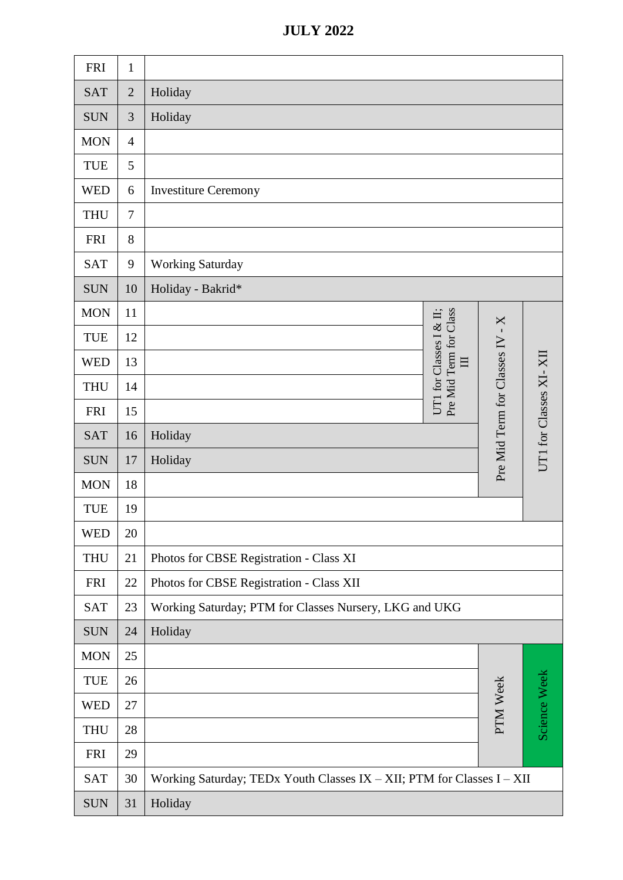# JULY 2022

| | | | | | |
|---|---|---|---|---|---|
| FRI | 1 | | | | |
| SAT | 2 | Holiday | | | |
| SUN | 3 | Holiday | | | |
| MON | 4 | | | | |
| TUE | 5 | | | | |
| WED | 6 | Investiture Ceremony | | | |
| THU | 7 | | | | |
| FRI | 8 | | | | |
| SAT | 9 | Working Saturday | | | |
| SUN | 10 | Holiday - Bakrid* | | | |
| MON | 11 | | UT1 for Classes I & II; Pre Mid Term for Class III | Pre Mid Term for Classes IV - X | UT1 for Classes XI- XII |
| TUE | 12 | | UT1 for Classes I & II; Pre Mid Term for Class III | Pre Mid Term for Classes IV - X | UT1 for Classes XI- XII |
| WED | 13 | | UT1 for Classes I & II; Pre Mid Term for Class III | Pre Mid Term for Classes IV - X | UT1 for Classes XI- XII |
| THU | 14 | | UT1 for Classes I & II; Pre Mid Term for Class III | Pre Mid Term for Classes IV - X | UT1 for Classes XI- XII |
| FRI | 15 | | UT1 for Classes I & II; Pre Mid Term for Class III | Pre Mid Term for Classes IV - X | UT1 for Classes XI- XII |
| SAT | 16 | Holiday | | Pre Mid Term for Classes IV - X | UT1 for Classes XI- XII |
| SUN | 17 | Holiday | | Pre Mid Term for Classes IV - X | UT1 for Classes XI- XII |
| MON | 18 | | | Pre Mid Term for Classes IV - X | UT1 for Classes XI- XII |
| TUE | 19 | | | | UT1 for Classes XI- XII |
| WED | 20 | | | | |
| THU | 21 | Photos for CBSE Registration - Class XI | | | |
| FRI | 22 | Photos for CBSE Registration - Class XII | | | |
| SAT | 23 | Working Saturday; PTM for Classes Nursery, LKG and UKG | | | |
| SUN | 24 | Holiday | | | |
| MON | 25 | | | PTM Week | Science Week |
| TUE | 26 | | | PTM Week | Science Week |
| WED | 27 | | | PTM Week | Science Week |
| THU | 28 | | | PTM Week | Science Week |
| FRI | 29 | | | PTM Week | Science Week |
| SAT | 30 | Working Saturday; TEDx Youth Classes IX – XII; PTM for Classes I – XII | | | |
| SUN | 31 | Holiday | | | |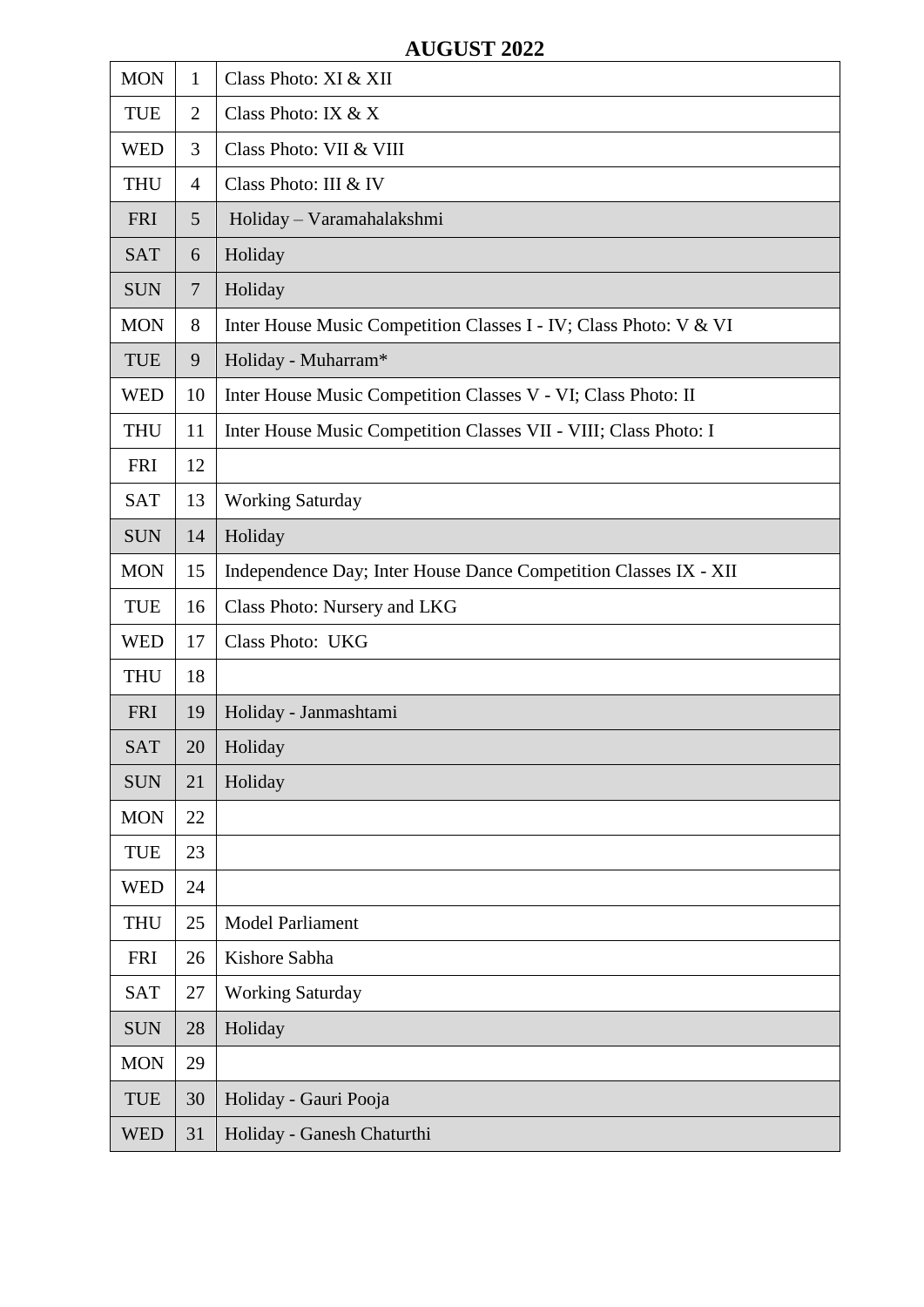# AUGUST 2022

| | | |
|---|---|---|
| MON | 1 | Class Photo: XI & XII |
| TUE | 2 | Class Photo: IX & X |
| WED | 3 | Class Photo: VII & VIII |
| THU | 4 | Class Photo: III & IV |
| FRI | 5 | Holiday – Varamahalakshmi |
| SAT | 6 | Holiday |
| SUN | 7 | Holiday |
| MON | 8 | Inter House Music Competition Classes I - IV; Class Photo: V & VI |
| TUE | 9 | Holiday - Muharram* |
| WED | 10 | Inter House Music Competition Classes V - VI; Class Photo: II |
| THU | 11 | Inter House Music Competition Classes VII - VIII; Class Photo: I |
| FRI | 12 | |
| SAT | 13 | Working Saturday |
| SUN | 14 | Holiday |
| MON | 15 | Independence Day; Inter House Dance Competition Classes IX - XII |
| TUE | 16 | Class Photo: Nursery and LKG |
| WED | 17 | Class Photo: UKG |
| THU | 18 | |
| FRI | 19 | Holiday - Janmashtami |
| SAT | 20 | Holiday |
| SUN | 21 | Holiday |
| MON | 22 | |
| TUE | 23 | |
| WED | 24 | |
| THU | 25 | Model Parliament |
| FRI | 26 | Kishore Sabha |
| SAT | 27 | Working Saturday |
| SUN | 28 | Holiday |
| MON | 29 | |
| TUE | 30 | Holiday - Gauri Pooja |
| WED | 31 | Holiday - Ganesh Chaturthi |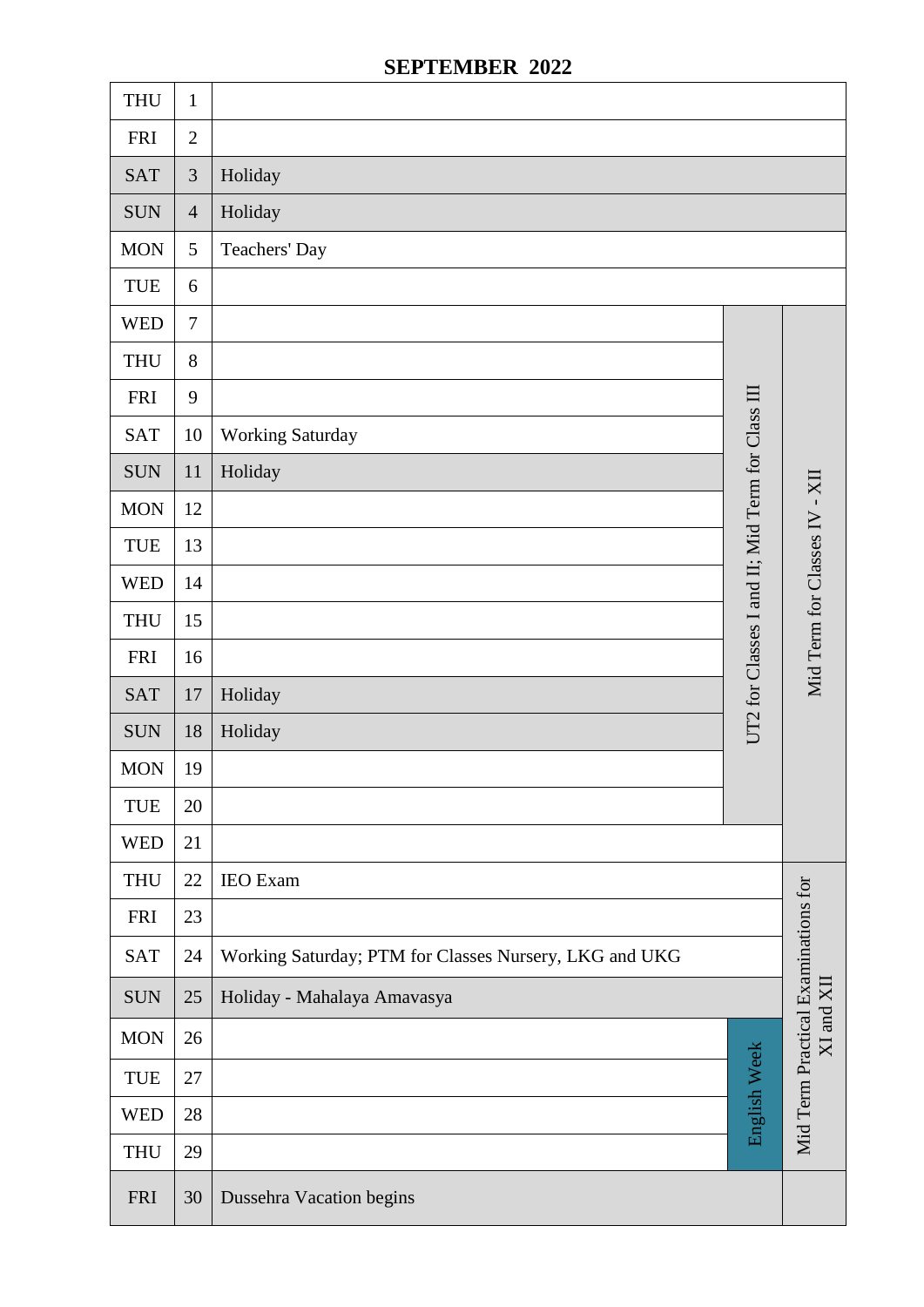# SEPTEMBER 2022

| Day | Date | Event | | |
|---|---|---|---|---|
| THU | 1 | | | |
| FRI | 2 | | | |
| SAT | 3 | Holiday | | |
| SUN | 4 | Holiday | | |
| MON | 5 | Teachers' Day | | |
| TUE | 6 | | | |
| WED | 7 | | UT2 for Classes I and II; Mid Term for Class III | Mid Term for Classes IV - XII |
| THU | 8 | | UT2 for Classes I and II; Mid Term for Class III | Mid Term for Classes IV - XII |
| FRI | 9 | | UT2 for Classes I and II; Mid Term for Class III | Mid Term for Classes IV - XII |
| SAT | 10 | Working Saturday | UT2 for Classes I and II; Mid Term for Class III | Mid Term for Classes IV - XII |
| SUN | 11 | Holiday | UT2 for Classes I and II; Mid Term for Class III | Mid Term for Classes IV - XII |
| MON | 12 | | UT2 for Classes I and II; Mid Term for Class III | Mid Term for Classes IV - XII |
| TUE | 13 | | UT2 for Classes I and II; Mid Term for Class III | Mid Term for Classes IV - XII |
| WED | 14 | | UT2 for Classes I and II; Mid Term for Class III | Mid Term for Classes IV - XII |
| THU | 15 | | UT2 for Classes I and II; Mid Term for Class III | Mid Term for Classes IV - XII |
| FRI | 16 | | UT2 for Classes I and II; Mid Term for Class III | Mid Term for Classes IV - XII |
| SAT | 17 | Holiday | UT2 for Classes I and II; Mid Term for Class III | Mid Term for Classes IV - XII |
| SUN | 18 | Holiday | UT2 for Classes I and II; Mid Term for Class III | Mid Term for Classes IV - XII |
| MON | 19 | | UT2 for Classes I and II; Mid Term for Class III | Mid Term for Classes IV - XII |
| TUE | 20 | | UT2 for Classes I and II; Mid Term for Class III | Mid Term for Classes IV - XII |
| WED | 21 | | | Mid Term for Classes IV - XII |
| THU | 22 | IEO Exam | | Mid Term Practical Examinations for XI and XII |
| FRI | 23 | | | Mid Term Practical Examinations for XI and XII |
| SAT | 24 | Working Saturday; PTM for Classes Nursery, LKG and UKG | | Mid Term Practical Examinations for XI and XII |
| SUN | 25 | Holiday - Mahalaya Amavasya | | Mid Term Practical Examinations for XI and XII |
| MON | 26 | | English Week | Mid Term Practical Examinations for XI and XII |
| TUE | 27 | | English Week | Mid Term Practical Examinations for XI and XII |
| WED | 28 | | English Week | Mid Term Practical Examinations for XI and XII |
| THU | 29 | | English Week | Mid Term Practical Examinations for XI and XII |
| FRI | 30 | Dussehra Vacation begins | | |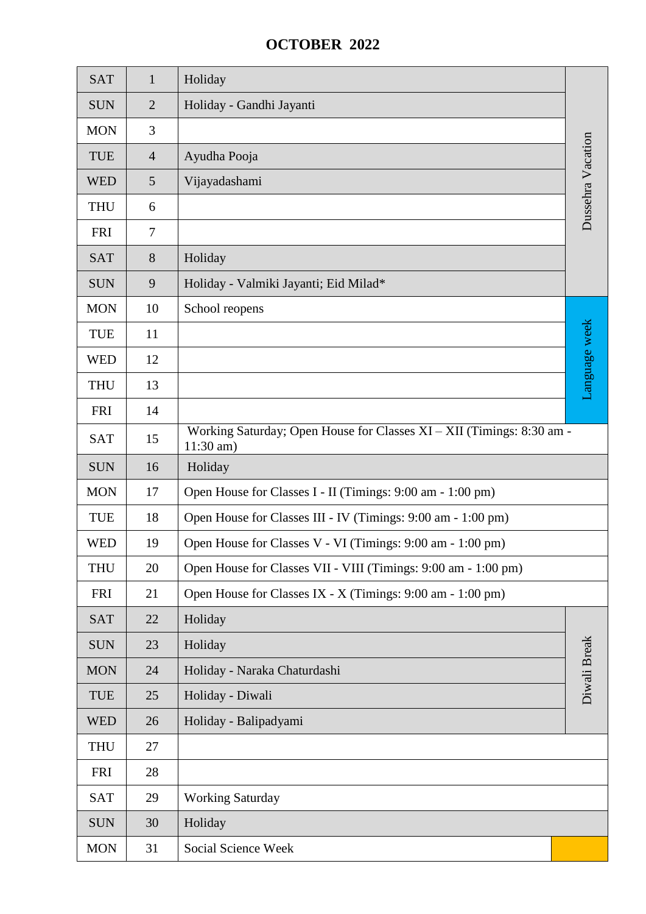# OCTOBER 2022

| Day | Date | Event | |
|---|---|---|---|
| SAT | 1 | Holiday | Dussehra Vacation |
| SUN | 2 | Holiday - Gandhi Jayanti | |
| MON | 3 | | |
| TUE | 4 | Ayudha Pooja | |
| WED | 5 | Vijayadashami | |
| THU | 6 | | |
| FRI | 7 | | |
| SAT | 8 | Holiday | |
| SUN | 9 | Holiday - Valmiki Jayanti; Eid Milad* | |
| MON | 10 | School reopens | Language week |
| TUE | 11 | | |
| WED | 12 | | |
| THU | 13 | | |
| FRI | 14 | | |
| SAT | 15 | Working Saturday; Open House for Classes XI – XII (Timings: 8:30 am - 11:30 am) | |
| SUN | 16 | Holiday | |
| MON | 17 | Open House for Classes I - II (Timings: 9:00 am - 1:00 pm) | |
| TUE | 18 | Open House for Classes III - IV (Timings: 9:00 am - 1:00 pm) | |
| WED | 19 | Open House for Classes V - VI (Timings: 9:00 am - 1:00 pm) | |
| THU | 20 | Open House for Classes VII - VIII (Timings: 9:00 am - 1:00 pm) | |
| FRI | 21 | Open House for Classes IX - X (Timings: 9:00 am - 1:00 pm) | |
| SAT | 22 | Holiday | Diwali Break |
| SUN | 23 | Holiday | |
| MON | 24 | Holiday - Naraka Chaturdashi | |
| TUE | 25 | Holiday - Diwali | |
| WED | 26 | Holiday - Balipadyami | |
| THU | 27 | | |
| FRI | 28 | | |
| SAT | 29 | Working Saturday | |
| SUN | 30 | Holiday | |
| MON | 31 | Social Science Week | |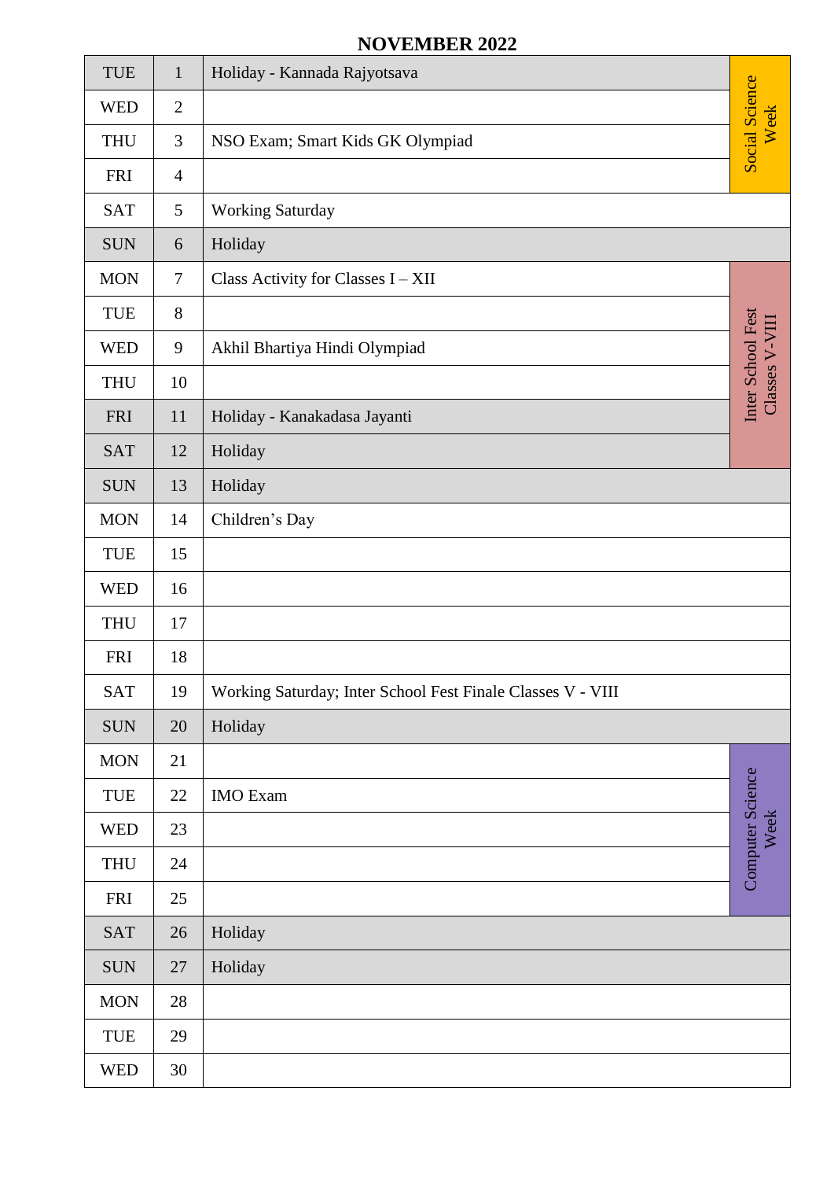## NOVEMBER 2022

| Day | Date | Event | Week |
|---|---|---|---|
| TUE | 1 | Holiday - Kannada Rajyotsava | Social Science Week |
| WED | 2 | | Social Science Week |
| THU | 3 | NSO Exam; Smart Kids GK Olympiad | Social Science Week |
| FRI | 4 | | Social Science Week |
| SAT | 5 | Working Saturday | |
| SUN | 6 | Holiday | |
| MON | 7 | Class Activity for Classes I – XII | Inter School Fest Classes V-VIII |
| TUE | 8 | | Inter School Fest Classes V-VIII |
| WED | 9 | Akhil Bhartiya Hindi Olympiad | Inter School Fest Classes V-VIII |
| THU | 10 | | Inter School Fest Classes V-VIII |
| FRI | 11 | Holiday - Kanakadasa Jayanti | Inter School Fest Classes V-VIII |
| SAT | 12 | Holiday | Inter School Fest Classes V-VIII |
| SUN | 13 | Holiday | |
| MON | 14 | Children's Day | |
| TUE | 15 | | |
| WED | 16 | | |
| THU | 17 | | |
| FRI | 18 | | |
| SAT | 19 | Working Saturday; Inter School Fest Finale Classes V - VIII | |
| SUN | 20 | Holiday | |
| MON | 21 | | Computer Science Week |
| TUE | 22 | IMO Exam | Computer Science Week |
| WED | 23 | | Computer Science Week |
| THU | 24 | | Computer Science Week |
| FRI | 25 | | Computer Science Week |
| SAT | 26 | Holiday | |
| SUN | 27 | Holiday | |
| MON | 28 | | |
| TUE | 29 | | |
| WED | 30 | | |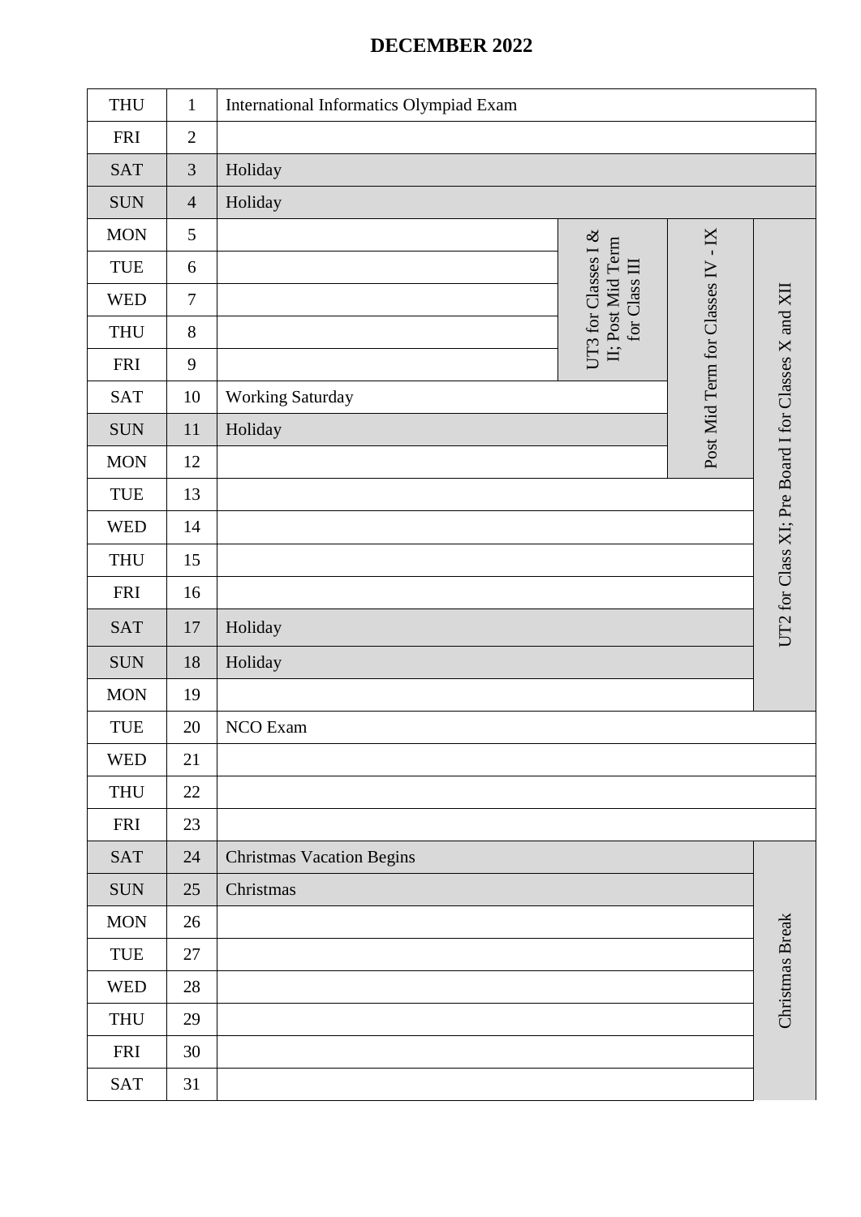# DECEMBER 2022

| Day | Date | Event | | | |
|---|---|---|---|---|---|
| THU | 1 | International Informatics Olympiad Exam | | | |
| FRI | 2 | | | | |
| SAT | 3 | Holiday | | | |
| SUN | 4 | Holiday | | | |
| MON | 5 | | UT3 for Classes I & II; Post Mid Term for Class III | Post Mid Term for Classes IV - IX | UT2 for Class XI; Pre Board I for Classes X and XII |
| TUE | 6 | | UT3 for Classes I & II; Post Mid Term for Class III | Post Mid Term for Classes IV - IX | UT2 for Class XI; Pre Board I for Classes X and XII |
| WED | 7 | | UT3 for Classes I & II; Post Mid Term for Class III | Post Mid Term for Classes IV - IX | UT2 for Class XI; Pre Board I for Classes X and XII |
| THU | 8 | | UT3 for Classes I & II; Post Mid Term for Class III | Post Mid Term for Classes IV - IX | UT2 for Class XI; Pre Board I for Classes X and XII |
| FRI | 9 | | UT3 for Classes I & II; Post Mid Term for Class III | Post Mid Term for Classes IV - IX | UT2 for Class XI; Pre Board I for Classes X and XII |
| SAT | 10 | Working Saturday | | Post Mid Term for Classes IV - IX | UT2 for Class XI; Pre Board I for Classes X and XII |
| SUN | 11 | Holiday | | Post Mid Term for Classes IV - IX | UT2 for Class XI; Pre Board I for Classes X and XII |
| MON | 12 | | | Post Mid Term for Classes IV - IX | UT2 for Class XI; Pre Board I for Classes X and XII |
| TUE | 13 | | | | UT2 for Class XI; Pre Board I for Classes X and XII |
| WED | 14 | | | | UT2 for Class XI; Pre Board I for Classes X and XII |
| THU | 15 | | | | UT2 for Class XI; Pre Board I for Classes X and XII |
| FRI | 16 | | | | UT2 for Class XI; Pre Board I for Classes X and XII |
| SAT | 17 | Holiday | | | UT2 for Class XI; Pre Board I for Classes X and XII |
| SUN | 18 | Holiday | | | UT2 for Class XI; Pre Board I for Classes X and XII |
| MON | 19 | | | | UT2 for Class XI; Pre Board I for Classes X and XII |
| TUE | 20 | NCO Exam | | | |
| WED | 21 | | | | |
| THU | 22 | | | | |
| FRI | 23 | | | | |
| SAT | 24 | Christmas Vacation Begins | | | Christmas Break |
| SUN | 25 | Christmas | | | Christmas Break |
| MON | 26 | | | | Christmas Break |
| TUE | 27 | | | | Christmas Break |
| WED | 28 | | | | Christmas Break |
| THU | 29 | | | | Christmas Break |
| FRI | 30 | | | | Christmas Break |
| SAT | 31 | | | | Christmas Break |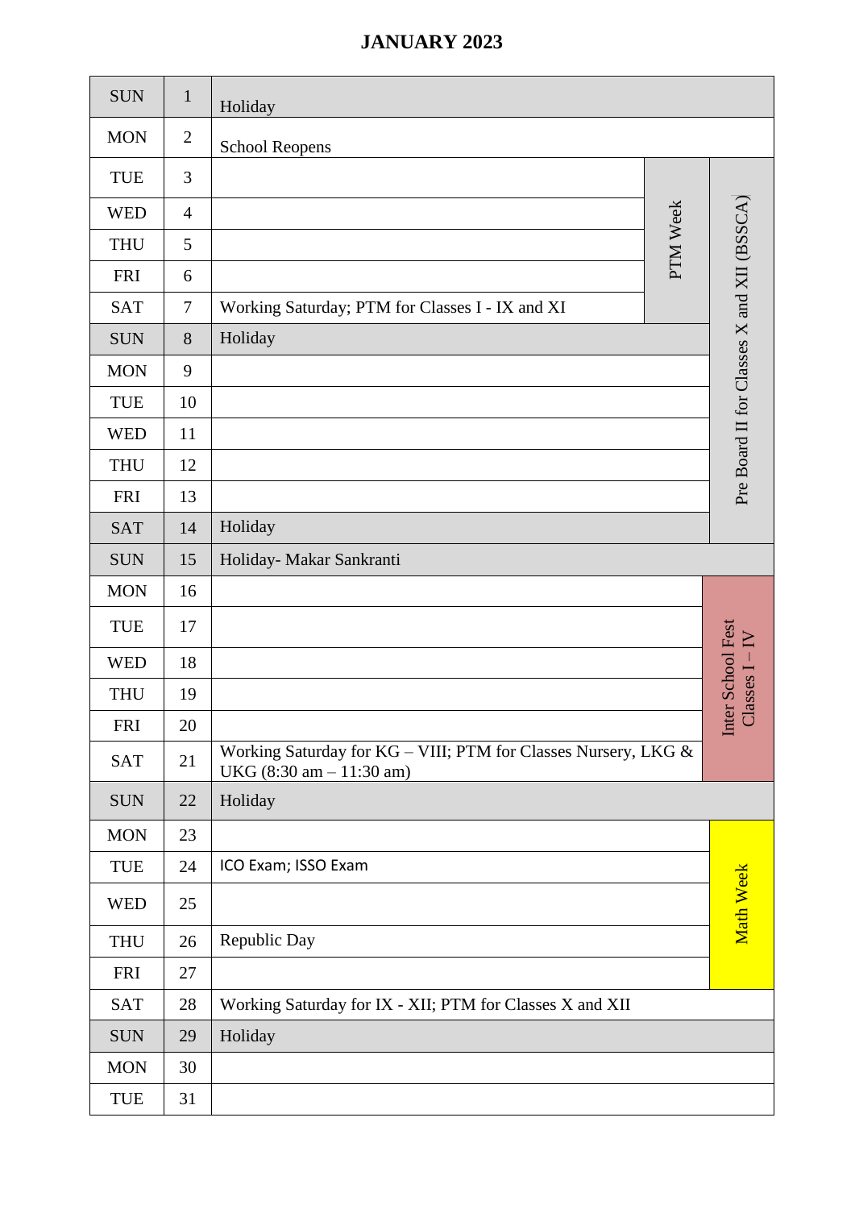# JANUARY 2023

| Day | Date | Event | | |
|---|---|---|---|---|
| SUN | 1 | Holiday | | |
| MON | 2 | School Reopens | | |
| TUE | 3 | | PTM Week | Pre Board II for Classes X and XII (BSSCA) |
| WED | 4 | | | |
| THU | 5 | | | |
| FRI | 6 | | | |
| SAT | 7 | Working Saturday; PTM for Classes I - IX and XI | | |
| SUN | 8 | Holiday | | |
| MON | 9 | | | |
| TUE | 10 | | | |
| WED | 11 | | | |
| THU | 12 | | | |
| FRI | 13 | | | |
| SAT | 14 | Holiday | | |
| SUN | 15 | Holiday- Makar Sankranti | | |
| MON | 16 | | | Inter School Fest Classes I – IV |
| TUE | 17 | | | |
| WED | 18 | | | |
| THU | 19 | | | |
| FRI | 20 | | | |
| SAT | 21 | Working Saturday for KG – VIII; PTM for Classes Nursery, LKG & UKG (8:30 am – 11:30 am) | | |
| SUN | 22 | Holiday | | |
| MON | 23 | | | Math Week |
| TUE | 24 | ICO Exam; ISSO Exam | | |
| WED | 25 | | | |
| THU | 26 | Republic Day | | |
| FRI | 27 | | | |
| SAT | 28 | Working Saturday for IX - XII; PTM for Classes X and XII | | |
| SUN | 29 | Holiday | | |
| MON | 30 | | | |
| TUE | 31 | | | |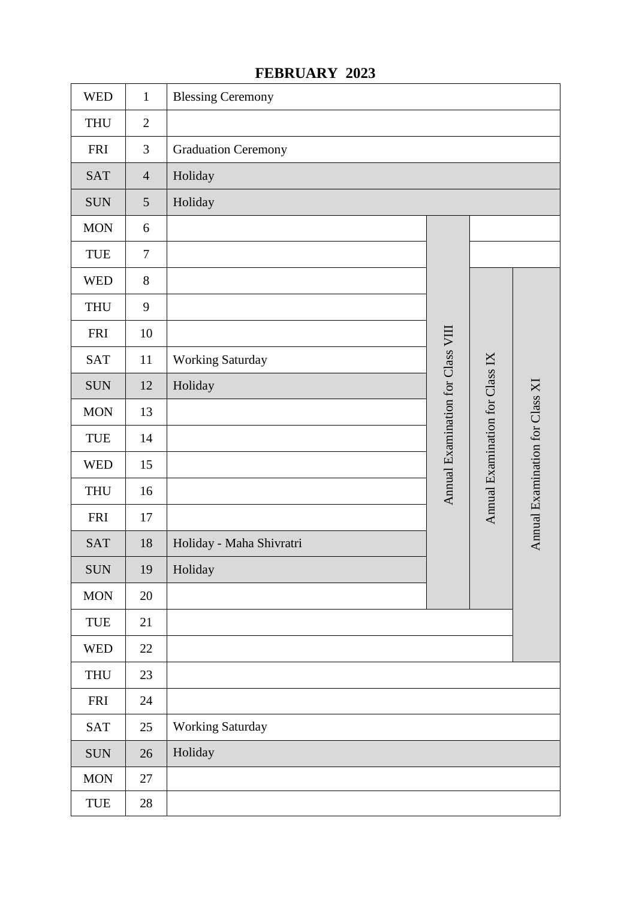# FEBRUARY 2023

| Day | Date | Event | | | |
|---|---|---|---|---|---|
| WED | 1 | Blessing Ceremony | | | |
| THU | 2 | | | | |
| FRI | 3 | Graduation Ceremony | | | |
| SAT | 4 | Holiday | | | |
| SUN | 5 | Holiday | | | |
| MON | 6 | | Annual Examination for Class VIII | | |
| TUE | 7 | | Annual Examination for Class VIII | | |
| WED | 8 | | Annual Examination for Class VIII | Annual Examination for Class IX | Annual Examination for Class XI |
| THU | 9 | | Annual Examination for Class VIII | Annual Examination for Class IX | Annual Examination for Class XI |
| FRI | 10 | | Annual Examination for Class VIII | Annual Examination for Class IX | Annual Examination for Class XI |
| SAT | 11 | Working Saturday | Annual Examination for Class VIII | Annual Examination for Class IX | Annual Examination for Class XI |
| SUN | 12 | Holiday | Annual Examination for Class VIII | Annual Examination for Class IX | Annual Examination for Class XI |
| MON | 13 | | Annual Examination for Class VIII | Annual Examination for Class IX | Annual Examination for Class XI |
| TUE | 14 | | Annual Examination for Class VIII | Annual Examination for Class IX | Annual Examination for Class XI |
| WED | 15 | | Annual Examination for Class VIII | Annual Examination for Class IX | Annual Examination for Class XI |
| THU | 16 | | Annual Examination for Class VIII | Annual Examination for Class IX | Annual Examination for Class XI |
| FRI | 17 | | Annual Examination for Class VIII | Annual Examination for Class IX | Annual Examination for Class XI |
| SAT | 18 | Holiday - Maha Shivratri | Annual Examination for Class VIII | Annual Examination for Class IX | Annual Examination for Class XI |
| SUN | 19 | Holiday | Annual Examination for Class VIII | Annual Examination for Class IX | Annual Examination for Class XI |
| MON | 20 | | Annual Examination for Class VIII | Annual Examination for Class IX | Annual Examination for Class XI |
| TUE | 21 | | | | Annual Examination for Class XI |
| WED | 22 | | | | Annual Examination for Class XI |
| THU | 23 | | | | |
| FRI | 24 | | | | |
| SAT | 25 | Working Saturday | | | |
| SUN | 26 | Holiday | | | |
| MON | 27 | | | | |
| TUE | 28 | | | | |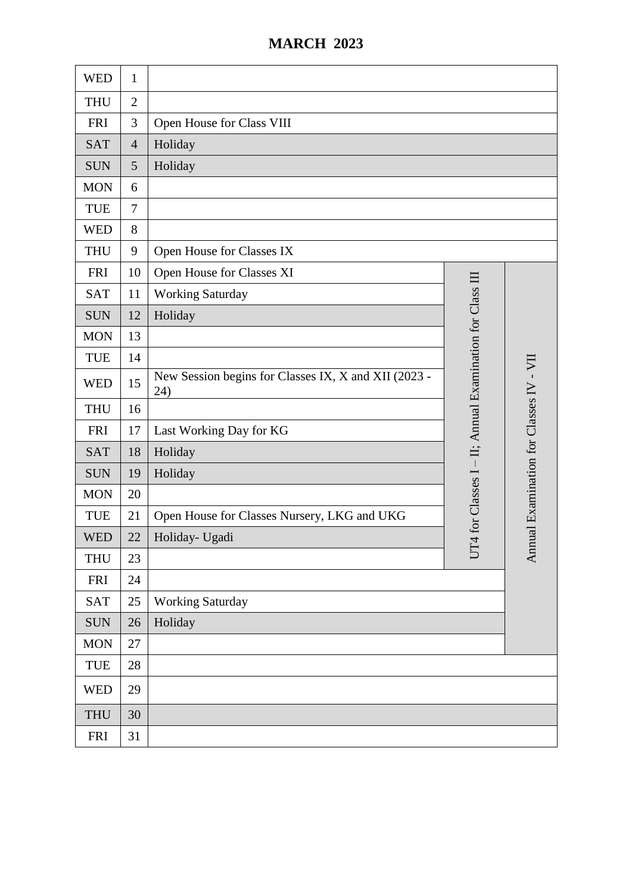# MARCH 2023

| Day | Date | Event | | |
|---|---|---|---|---|
| WED | 1 | | | |
| THU | 2 | | | |
| FRI | 3 | Open House for Class VIII | | |
| SAT | 4 | Holiday | | |
| SUN | 5 | Holiday | | |
| MON | 6 | | | |
| TUE | 7 | | | |
| WED | 8 | | | |
| THU | 9 | Open House for Classes IX | | |
| FRI | 10 | Open House for Classes XI | UT4 for Classes I – II; Annual Examination for Class III | Annual Examination for Classes IV - VII |
| SAT | 11 | Working Saturday | | |
| SUN | 12 | Holiday | | |
| MON | 13 | | | |
| TUE | 14 | | | |
| WED | 15 | New Session begins for Classes IX, X and XII (2023 - 24) | | |
| THU | 16 | | | |
| FRI | 17 | Last Working Day for KG | | |
| SAT | 18 | Holiday | | |
| SUN | 19 | Holiday | | |
| MON | 20 | | | |
| TUE | 21 | Open House for Classes Nursery, LKG and UKG | | |
| WED | 22 | Holiday- Ugadi | | |
| THU | 23 | | | |
| FRI | 24 | | | |
| SAT | 25 | Working Saturday | | |
| SUN | 26 | Holiday | | |
| MON | 27 | | | |
| TUE | 28 | | | |
| WED | 29 | | | |
| THU | 30 | | | |
| FRI | 31 | | | |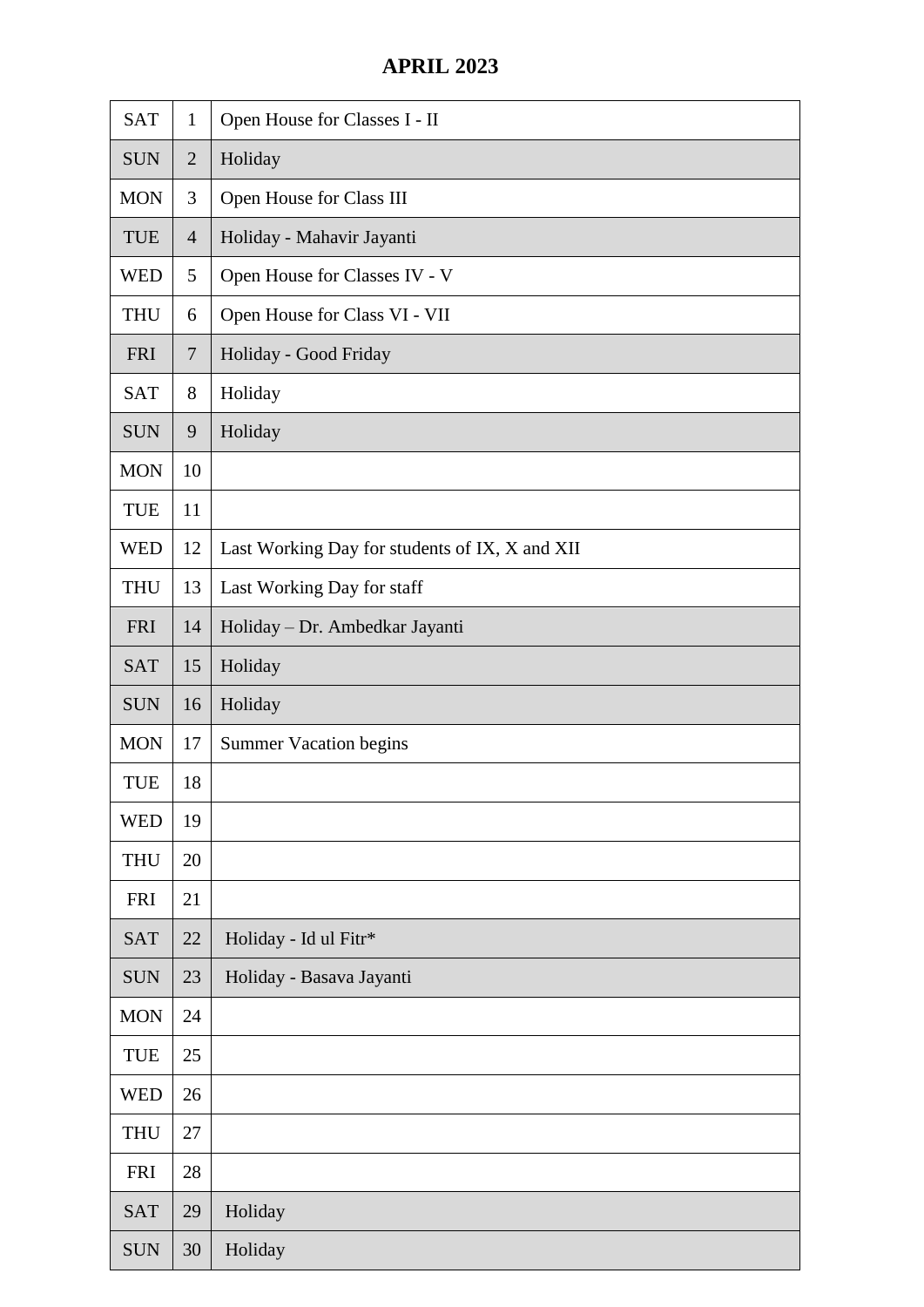# APRIL 2023

| | | |
|---|---|---|
| SAT | 1 | Open House for Classes I - II |
| SUN | 2 | Holiday |
| MON | 3 | Open House for Class III |
| TUE | 4 | Holiday - Mahavir Jayanti |
| WED | 5 | Open House for Classes IV - V |
| THU | 6 | Open House for Class VI - VII |
| FRI | 7 | Holiday - Good Friday |
| SAT | 8 | Holiday |
| SUN | 9 | Holiday |
| MON | 10 | |
| TUE | 11 | |
| WED | 12 | Last Working Day for students of IX, X and XII |
| THU | 13 | Last Working Day for staff |
| FRI | 14 | Holiday – Dr. Ambedkar Jayanti |
| SAT | 15 | Holiday |
| SUN | 16 | Holiday |
| MON | 17 | Summer Vacation begins |
| TUE | 18 | |
| WED | 19 | |
| THU | 20 | |
| FRI | 21 | |
| SAT | 22 | Holiday - Id ul Fitr* |
| SUN | 23 | Holiday - Basava Jayanti |
| MON | 24 | |
| TUE | 25 | |
| WED | 26 | |
| THU | 27 | |
| FRI | 28 | |
| SAT | 29 | Holiday |
| SUN | 30 | Holiday |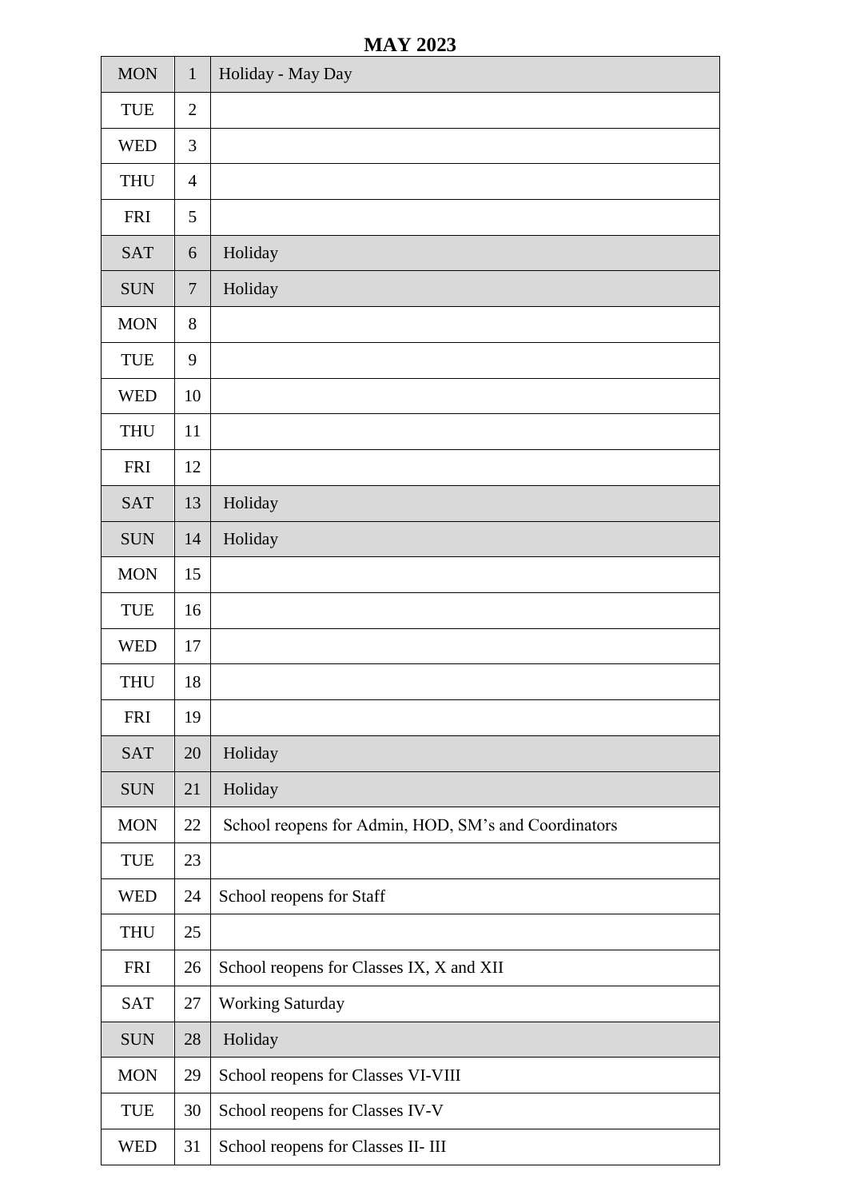## MAY 2023

| | | |
|---|---|---|
| MON | 1 | Holiday - May Day |
| TUE | 2 | |
| WED | 3 | |
| THU | 4 | |
| FRI | 5 | |
| SAT | 6 | Holiday |
| SUN | 7 | Holiday |
| MON | 8 | |
| TUE | 9 | |
| WED | 10 | |
| THU | 11 | |
| FRI | 12 | |
| SAT | 13 | Holiday |
| SUN | 14 | Holiday |
| MON | 15 | |
| TUE | 16 | |
| WED | 17 | |
| THU | 18 | |
| FRI | 19 | |
| SAT | 20 | Holiday |
| SUN | 21 | Holiday |
| MON | 22 | School reopens for Admin, HOD, SM's and Coordinators |
| TUE | 23 | |
| WED | 24 | School reopens for Staff |
| THU | 25 | |
| FRI | 26 | School reopens for Classes IX, X and XII |
| SAT | 27 | Working Saturday |
| SUN | 28 | Holiday |
| MON | 29 | School reopens for Classes VI-VIII |
| TUE | 30 | School reopens for Classes IV-V |
| WED | 31 | School reopens for Classes II- III |